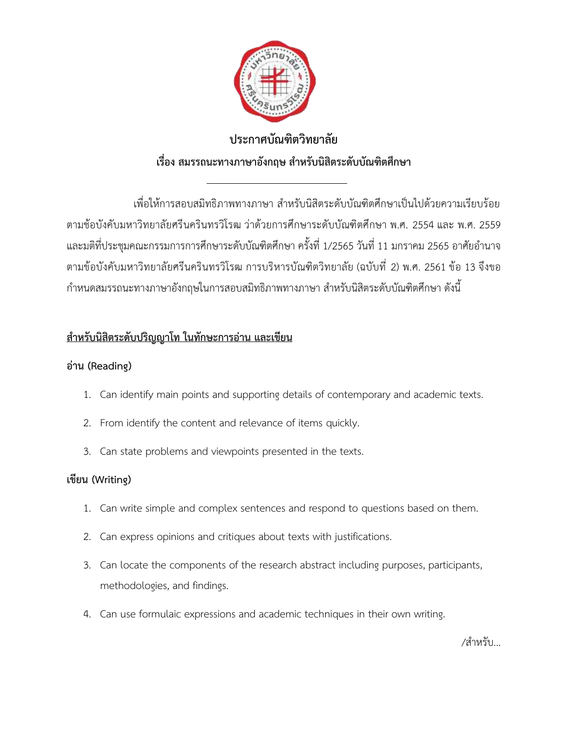# ประกาศบัณฑิตวิทยาลัย

## เรื่อง สมรรถนะทางภาษาอังกฤษ สำหรับนิสิตระดับบัณฑิตศึกษา

---

เพื่อให้การสอบสมิทธิภาพทางภาษา สำหรับนิสิตระดับบัณฑิตศึกษาเป็นไปด้วยความเรียบร้อย ตามข้อบังคับมหาวิทยาลัยศรีนครินทรวิโรฒ ว่าด้วยการศึกษาระดับบัณฑิตศึกษา พ.ศ. 2554 และ พ.ศ. 2559 และมติที่ประชุมคณะกรรมการการศึกษาระดับบัณฑิตศึกษา ครั้งที่ 1/2565 วันที่ 11 มกราคม 2565 อาศัยอำนาจตามข้อบังคับมหาวิทยาลัยศรีนครินทรวิโรฒ การบริหารบัณฑิตวิทยาลัย (ฉบับที่ 2) พ.ศ. 2561 ข้อ 13 จึงขอกำหนดสมรรถนะทางภาษาอังกฤษในการสอบสมิทธิภาพทางภาษา สำหรับนิสิตระดับบัณฑิตศึกษา ดังนี้

**<u>สำหรับนิสิตระดับปริญญาโท ในทักษะการอ่าน และเขียน</u>**

**อ่าน (Reading)**

1. Can identify main points and supporting details of contemporary and academic texts.
2. From identify the content and relevance of items quickly.
3. Can state problems and viewpoints presented in the texts.

**เขียน (Writing)**

1. Can write simple and complex sentences and respond to questions based on them.
2. Can express opinions and critiques about texts with justifications.
3. Can locate the components of the research abstract including purposes, participants, methodologies, and findings.
4. Can use formulaic expressions and academic techniques in their own writing.

/สำหรับ...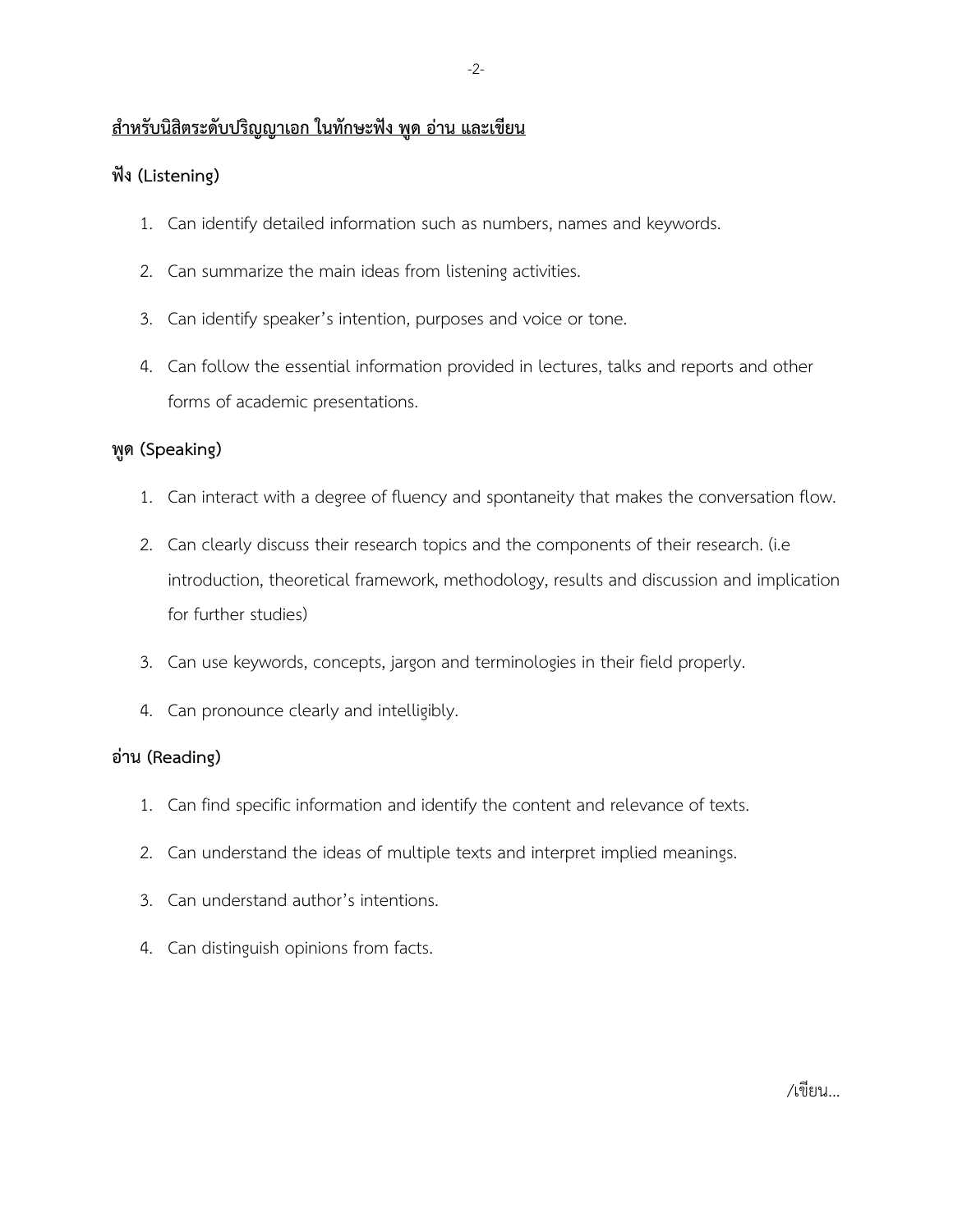**<u>สำหรับนิสิตระดับปริญญาเอก ในทักษะฟัง พูด อ่าน และเขียน</u>**

**ฟัง (Listening)**

1. Can identify detailed information such as numbers, names and keywords.
2. Can summarize the main ideas from listening activities.
3. Can identify speaker's intention, purposes and voice or tone.
4. Can follow the essential information provided in lectures, talks and reports and other forms of academic presentations.

**พูด (Speaking)**

1. Can interact with a degree of fluency and spontaneity that makes the conversation flow.
2. Can clearly discuss their research topics and the components of their research. (i.e introduction, theoretical framework, methodology, results and discussion and implication for further studies)
3. Can use keywords, concepts, jargon and terminologies in their field properly.
4. Can pronounce clearly and intelligibly.

**อ่าน (Reading)**

1. Can find specific information and identify the content and relevance of texts.
2. Can understand the ideas of multiple texts and interpret implied meanings.
3. Can understand author's intentions.
4. Can distinguish opinions from facts.

/เขียน...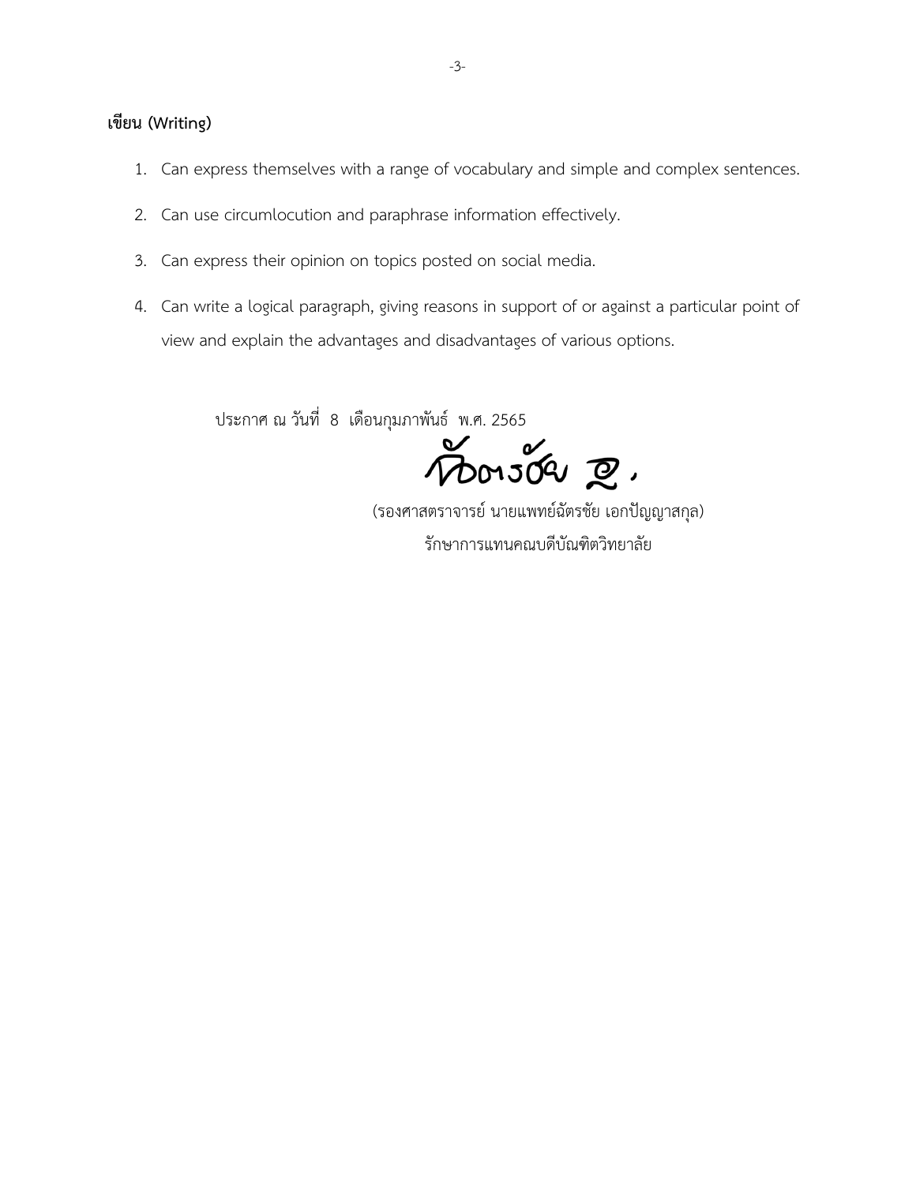**เขียน (Writing)**

1. Can express themselves with a range of vocabulary and simple and complex sentences.
2. Can use circumlocution and paraphrase information effectively.
3. Can express their opinion on topics posted on social media.
4. Can write a logical paragraph, giving reasons in support of or against a particular point of view and explain the advantages and disadvantages of various options.

ประกาศ ณ วันที่ 8 เดือนกุมภาพันธ์ พ.ศ. 2565

(รองศาสตราจารย์ นายแพทย์ฉัตรชัย เอกปัญญาสกุล)

รักษาการแทนคณบดีบัณฑิตวิทยาลัย